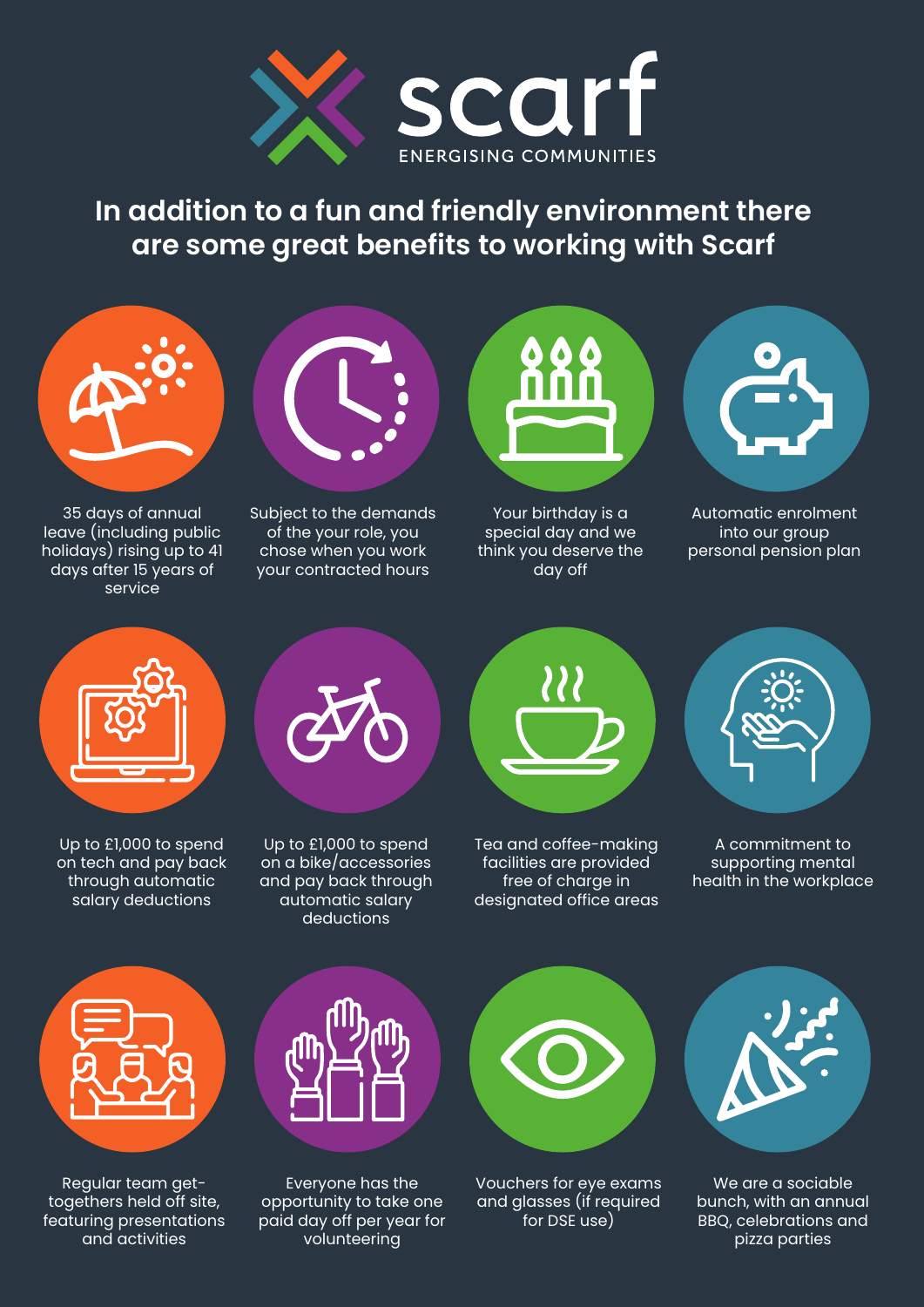# scarf

ENERGISING COMMUNITIES

## In addition to a fun and friendly environment there are some great benefits to working with Scarf

- 35 days of annual leave (including public holidays) rising up to 41 days after 15 years of service
- Subject to the demands of the your role, you chose when you work your contracted hours
- Your birthday is a special day and we think you deserve the day off
- Automatic enrolment into our group personal pension plan
- Up to £1,000 to spend on tech and pay back through automatic salary deductions
- Up to £1,000 to spend on a bike/accessories and pay back through automatic salary deductions
- Tea and coffee-making facilities are provided free of charge in designated office areas
- A commitment to supporting mental health in the workplace
- Regular team get-togethers held off site, featuring presentations and activities
- Everyone has the opportunity to take one paid day off per year for volunteering
- Vouchers for eye exams and glasses (if required for DSE use)
- We are a sociable bunch, with an annual BBQ, celebrations and pizza parties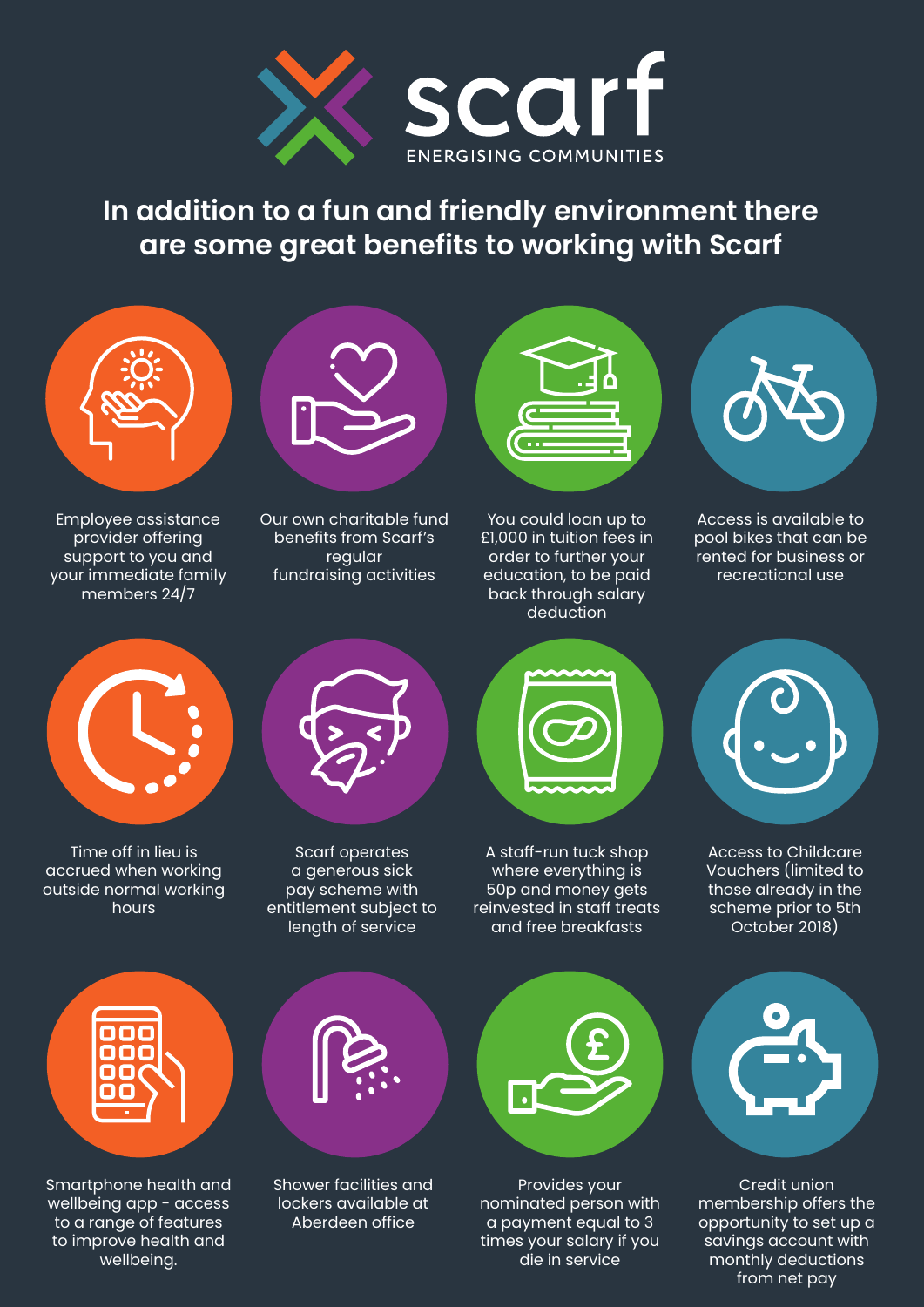# scarf

ENERGISING COMMUNITIES

## In addition to a fun and friendly environment there are some great benefits to working with Scarf

- Employee assistance provider offering support to you and your immediate family members 24/7
- Our own charitable fund benefits from Scarf's regular fundraising activities
- You could loan up to £1,000 in tuition fees in order to further your education, to be paid back through salary deduction
- Access is available to pool bikes that can be rented for business or recreational use
- Time off in lieu is accrued when working outside normal working hours
- Scarf operates a generous sick pay scheme with entitlement subject to length of service
- A staff-run tuck shop where everything is 50p and money gets reinvested in staff treats and free breakfasts
- Access to Childcare Vouchers (limited to those already in the scheme prior to 5th October 2018)
- Smartphone health and wellbeing app - access to a range of features to improve health and wellbeing.
- Shower facilities and lockers available at Aberdeen office
- Provides your nominated person with a payment equal to 3 times your salary if you die in service
- Credit union membership offers the opportunity to set up a savings account with monthly deductions from net pay